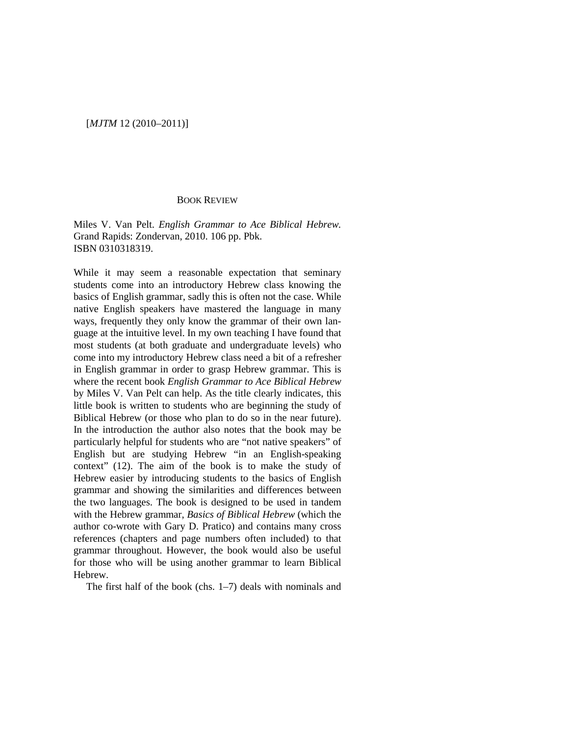# BOOK REVIEW

Miles V. Van Pelt. *English Grammar to Ace Biblical Hebrew.* Grand Rapids: Zondervan, 2010. 106 pp. Pbk. ISBN 0310318319.

While it may seem a reasonable expectation that seminary students come into an introductory Hebrew class knowing the basics of English grammar, sadly this is often not the case. While native English speakers have mastered the language in many ways, frequently they only know the grammar of their own language at the intuitive level. In my own teaching I have found that most students (at both graduate and undergraduate levels) who come into my introductory Hebrew class need a bit of a refresher in English grammar in order to grasp Hebrew grammar. This is where the recent book *English Grammar to Ace Biblical Hebrew* by Miles V. Van Pelt can help. As the title clearly indicates, this little book is written to students who are beginning the study of Biblical Hebrew (or those who plan to do so in the near future). In the introduction the author also notes that the book may be particularly helpful for students who are "not native speakers" of English but are studying Hebrew "in an English-speaking context" (12). The aim of the book is to make the study of Hebrew easier by introducing students to the basics of English grammar and showing the similarities and differences between the two languages. The book is designed to be used in tandem with the Hebrew grammar, *Basics of Biblical Hebrew* (which the author co-wrote with Gary D. Pratico) and contains many cross references (chapters and page numbers often included) to that grammar throughout. However, the book would also be useful for those who will be using another grammar to learn Biblical Hebrew.

The first half of the book (chs. 1–7) deals with nominals and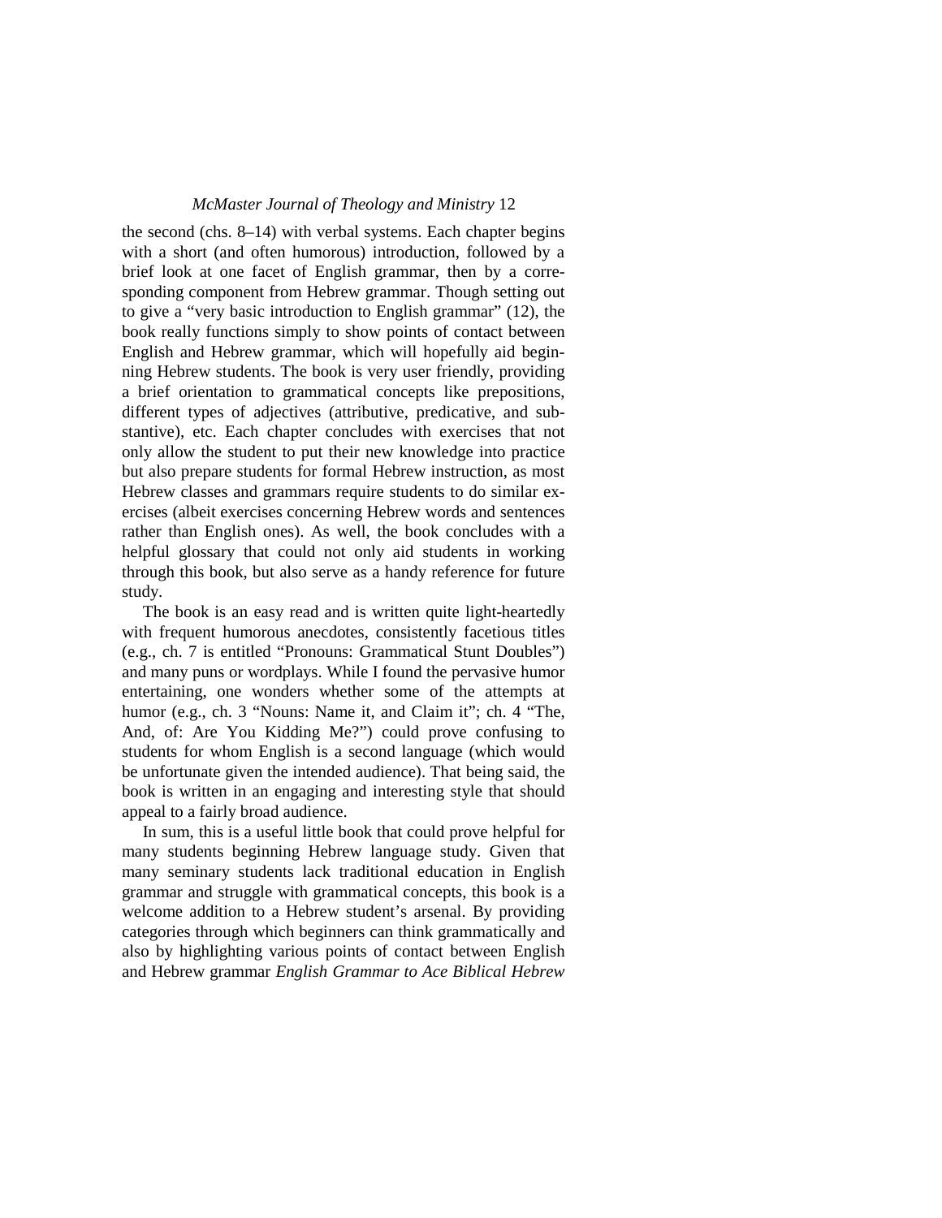the second (chs. 8–14) with verbal systems. Each chapter begins with a short (and often humorous) introduction, followed by a brief look at one facet of English grammar, then by a corresponding component from Hebrew grammar. Though setting out to give a "very basic introduction to English grammar" (12), the book really functions simply to show points of contact between English and Hebrew grammar, which will hopefully aid beginning Hebrew students. The book is very user friendly, providing a brief orientation to grammatical concepts like prepositions, different types of adjectives (attributive, predicative, and substantive), etc. Each chapter concludes with exercises that not only allow the student to put their new knowledge into practice but also prepare students for formal Hebrew instruction, as most Hebrew classes and grammars require students to do similar exercises (albeit exercises concerning Hebrew words and sentences rather than English ones). As well, the book concludes with a helpful glossary that could not only aid students in working through this book, but also serve as a handy reference for future study.

The book is an easy read and is written quite light-heartedly with frequent humorous anecdotes, consistently facetious titles (e.g., ch. 7 is entitled "Pronouns: Grammatical Stunt Doubles") and many puns or wordplays. While I found the pervasive humor entertaining, one wonders whether some of the attempts at humor (e.g., ch. 3 "Nouns: Name it, and Claim it"; ch. 4 "The, And, of: Are You Kidding Me?") could prove confusing to students for whom English is a second language (which would be unfortunate given the intended audience). That being said, the book is written in an engaging and interesting style that should appeal to a fairly broad audience.

In sum, this is a useful little book that could prove helpful for many students beginning Hebrew language study. Given that many seminary students lack traditional education in English grammar and struggle with grammatical concepts, this book is a welcome addition to a Hebrew student's arsenal. By providing categories through which beginners can think grammatically and also by highlighting various points of contact between English and Hebrew grammar *English Grammar to Ace Biblical Hebrew*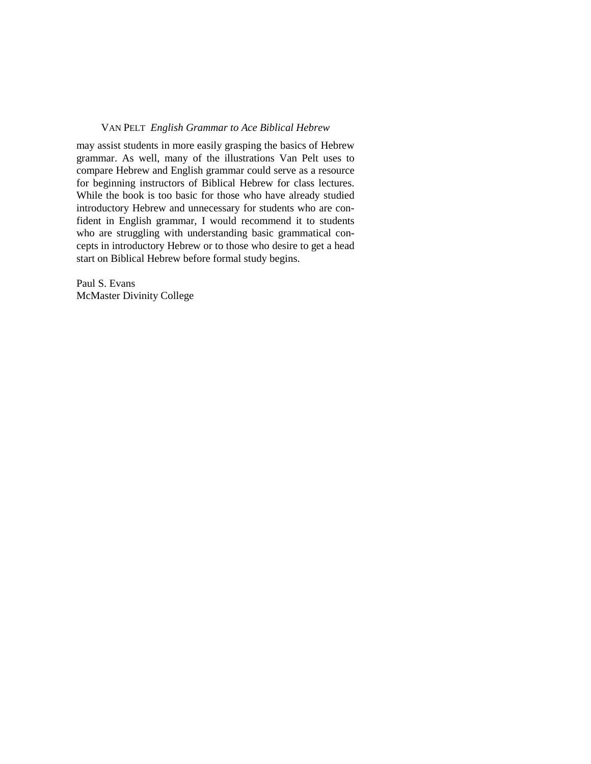may assist students in more easily grasping the basics of Hebrew grammar. As well, many of the illustrations Van Pelt uses to compare Hebrew and English grammar could serve as a resource for beginning instructors of Biblical Hebrew for class lectures. While the book is too basic for those who have already studied introductory Hebrew and unnecessary for students who are confident in English grammar, I would recommend it to students who are struggling with understanding basic grammatical concepts in introductory Hebrew or to those who desire to get a head start on Biblical Hebrew before formal study begins.

Paul S. Evans
McMaster Divinity College